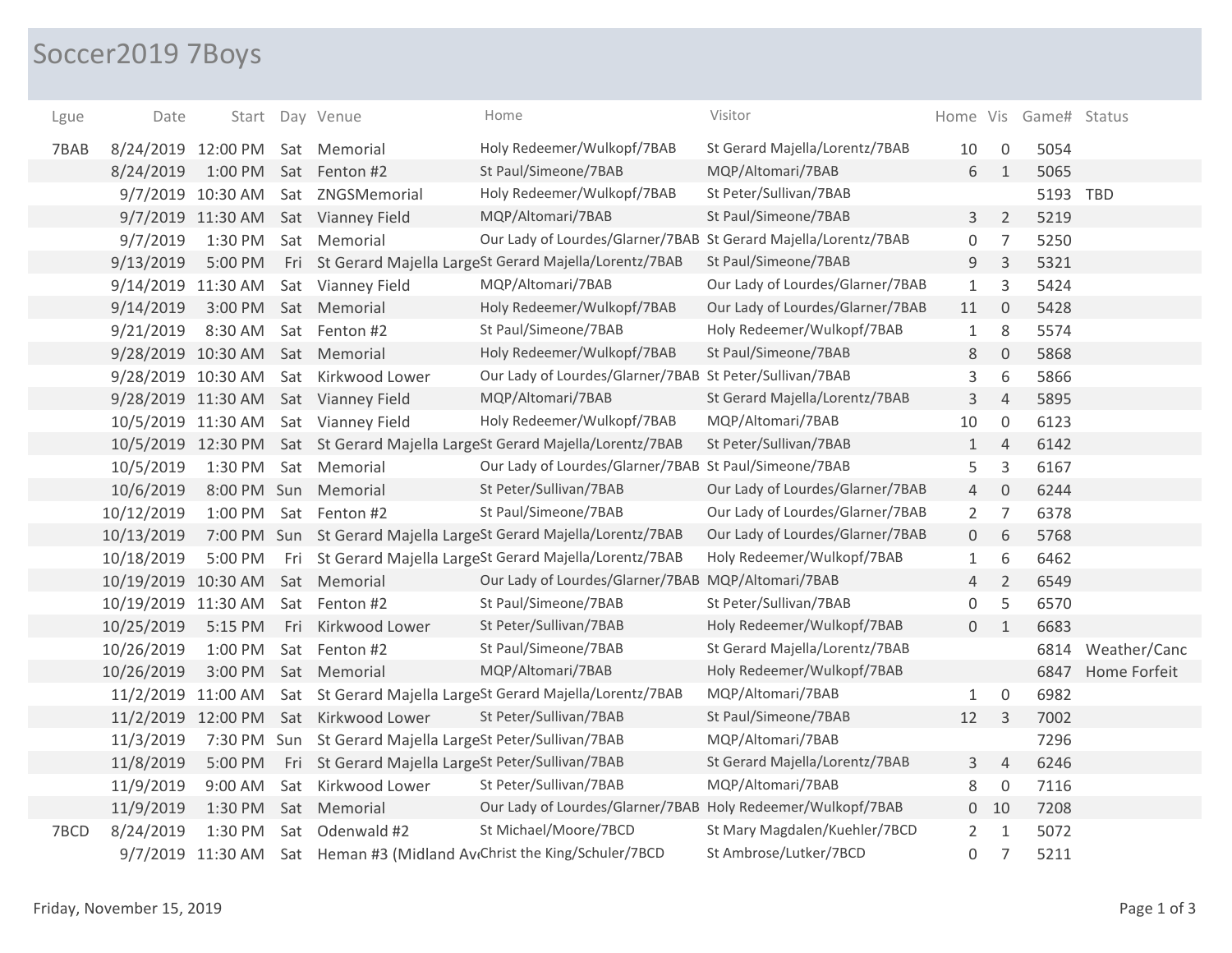# Soccer2019 7Boys

| Lgue | Date | Start | Day | Venue | Home | Visitor | Home | Vis | Game# | Status |
|---|---|---|---|---|---|---|---|---|---|---|
| 7BAB | 8/24/2019 | 12:00 PM | Sat | Memorial | Holy Redeemer/Wulkopf/7BAB | St Gerard Majella/Lorentz/7BAB | 10 | 0 | 5054 | |
| | 8/24/2019 | 1:00 PM | Sat | Fenton #2 | St Paul/Simeone/7BAB | MQP/Altomari/7BAB | 6 | 1 | 5065 | |
| | 9/7/2019 | 10:30 AM | Sat | ZNGSMemorial | Holy Redeemer/Wulkopf/7BAB | St Peter/Sullivan/7BAB | | | 5193 | TBD |
| | 9/7/2019 | 11:30 AM | Sat | Vianney Field | MQP/Altomari/7BAB | St Paul/Simeone/7BAB | 3 | 2 | 5219 | |
| | 9/7/2019 | 1:30 PM | Sat | Memorial | Our Lady of Lourdes/Glarner/7BAB | St Gerard Majella/Lorentz/7BAB | 0 | 7 | 5250 | |
| | 9/13/2019 | 5:00 PM | Fri | St Gerard Majella Large | St Gerard Majella/Lorentz/7BAB | St Paul/Simeone/7BAB | 9 | 3 | 5321 | |
| | 9/14/2019 | 11:30 AM | Sat | Vianney Field | MQP/Altomari/7BAB | Our Lady of Lourdes/Glarner/7BAB | 1 | 3 | 5424 | |
| | 9/14/2019 | 3:00 PM | Sat | Memorial | Holy Redeemer/Wulkopf/7BAB | Our Lady of Lourdes/Glarner/7BAB | 11 | 0 | 5428 | |
| | 9/21/2019 | 8:30 AM | Sat | Fenton #2 | St Paul/Simeone/7BAB | Holy Redeemer/Wulkopf/7BAB | 1 | 8 | 5574 | |
| | 9/28/2019 | 10:30 AM | Sat | Memorial | Holy Redeemer/Wulkopf/7BAB | St Paul/Simeone/7BAB | 8 | 0 | 5868 | |
| | 9/28/2019 | 10:30 AM | Sat | Kirkwood Lower | Our Lady of Lourdes/Glarner/7BAB | St Peter/Sullivan/7BAB | 3 | 6 | 5866 | |
| | 9/28/2019 | 11:30 AM | Sat | Vianney Field | MQP/Altomari/7BAB | St Gerard Majella/Lorentz/7BAB | 3 | 4 | 5895 | |
| | 10/5/2019 | 11:30 AM | Sat | Vianney Field | Holy Redeemer/Wulkopf/7BAB | MQP/Altomari/7BAB | 10 | 0 | 6123 | |
| | 10/5/2019 | 12:30 PM | Sat | St Gerard Majella Large | St Gerard Majella/Lorentz/7BAB | St Peter/Sullivan/7BAB | 1 | 4 | 6142 | |
| | 10/5/2019 | 1:30 PM | Sat | Memorial | Our Lady of Lourdes/Glarner/7BAB | St Paul/Simeone/7BAB | 5 | 3 | 6167 | |
| | 10/6/2019 | 8:00 PM | Sun | Memorial | St Peter/Sullivan/7BAB | Our Lady of Lourdes/Glarner/7BAB | 4 | 0 | 6244 | |
| | 10/12/2019 | 1:00 PM | Sat | Fenton #2 | St Paul/Simeone/7BAB | Our Lady of Lourdes/Glarner/7BAB | 2 | 7 | 6378 | |
| | 10/13/2019 | 7:00 PM | Sun | St Gerard Majella Large | St Gerard Majella/Lorentz/7BAB | Our Lady of Lourdes/Glarner/7BAB | 0 | 6 | 5768 | |
| | 10/18/2019 | 5:00 PM | Fri | St Gerard Majella Large | St Gerard Majella/Lorentz/7BAB | Holy Redeemer/Wulkopf/7BAB | 1 | 6 | 6462 | |
| | 10/19/2019 | 10:30 AM | Sat | Memorial | Our Lady of Lourdes/Glarner/7BAB | MQP/Altomari/7BAB | 4 | 2 | 6549 | |
| | 10/19/2019 | 11:30 AM | Sat | Fenton #2 | St Paul/Simeone/7BAB | St Peter/Sullivan/7BAB | 0 | 5 | 6570 | |
| | 10/25/2019 | 5:15 PM | Fri | Kirkwood Lower | St Peter/Sullivan/7BAB | Holy Redeemer/Wulkopf/7BAB | 0 | 1 | 6683 | |
| | 10/26/2019 | 1:00 PM | Sat | Fenton #2 | St Paul/Simeone/7BAB | St Gerard Majella/Lorentz/7BAB | | | 6814 | Weather/Canc |
| | 10/26/2019 | 3:00 PM | Sat | Memorial | MQP/Altomari/7BAB | Holy Redeemer/Wulkopf/7BAB | | | 6847 | Home Forfeit |
| | 11/2/2019 | 11:00 AM | Sat | St Gerard Majella Large | St Gerard Majella/Lorentz/7BAB | MQP/Altomari/7BAB | 1 | 0 | 6982 | |
| | 11/2/2019 | 12:00 PM | Sat | Kirkwood Lower | St Peter/Sullivan/7BAB | St Paul/Simeone/7BAB | 12 | 3 | 7002 | |
| | 11/3/2019 | 7:30 PM | Sun | St Gerard Majella Large | St Peter/Sullivan/7BAB | MQP/Altomari/7BAB | | | 7296 | |
| | 11/8/2019 | 5:00 PM | Fri | St Gerard Majella Large | St Peter/Sullivan/7BAB | St Gerard Majella/Lorentz/7BAB | 3 | 4 | 6246 | |
| | 11/9/2019 | 9:00 AM | Sat | Kirkwood Lower | St Peter/Sullivan/7BAB | MQP/Altomari/7BAB | 8 | 0 | 7116 | |
| | 11/9/2019 | 1:30 PM | Sat | Memorial | Our Lady of Lourdes/Glarner/7BAB | Holy Redeemer/Wulkopf/7BAB | 0 | 10 | 7208 | |
| 7BCD | 8/24/2019 | 1:30 PM | Sat | Odenwald #2 | St Michael/Moore/7BCD | St Mary Magdalen/Kuehler/7BCD | 2 | 1 | 5072 | |
| | 9/7/2019 | 11:30 AM | Sat | Heman #3 (Midland Av | Christ the King/Schuler/7BCD | St Ambrose/Lutker/7BCD | 0 | 7 | 5211 | |

Friday, November 15, 2019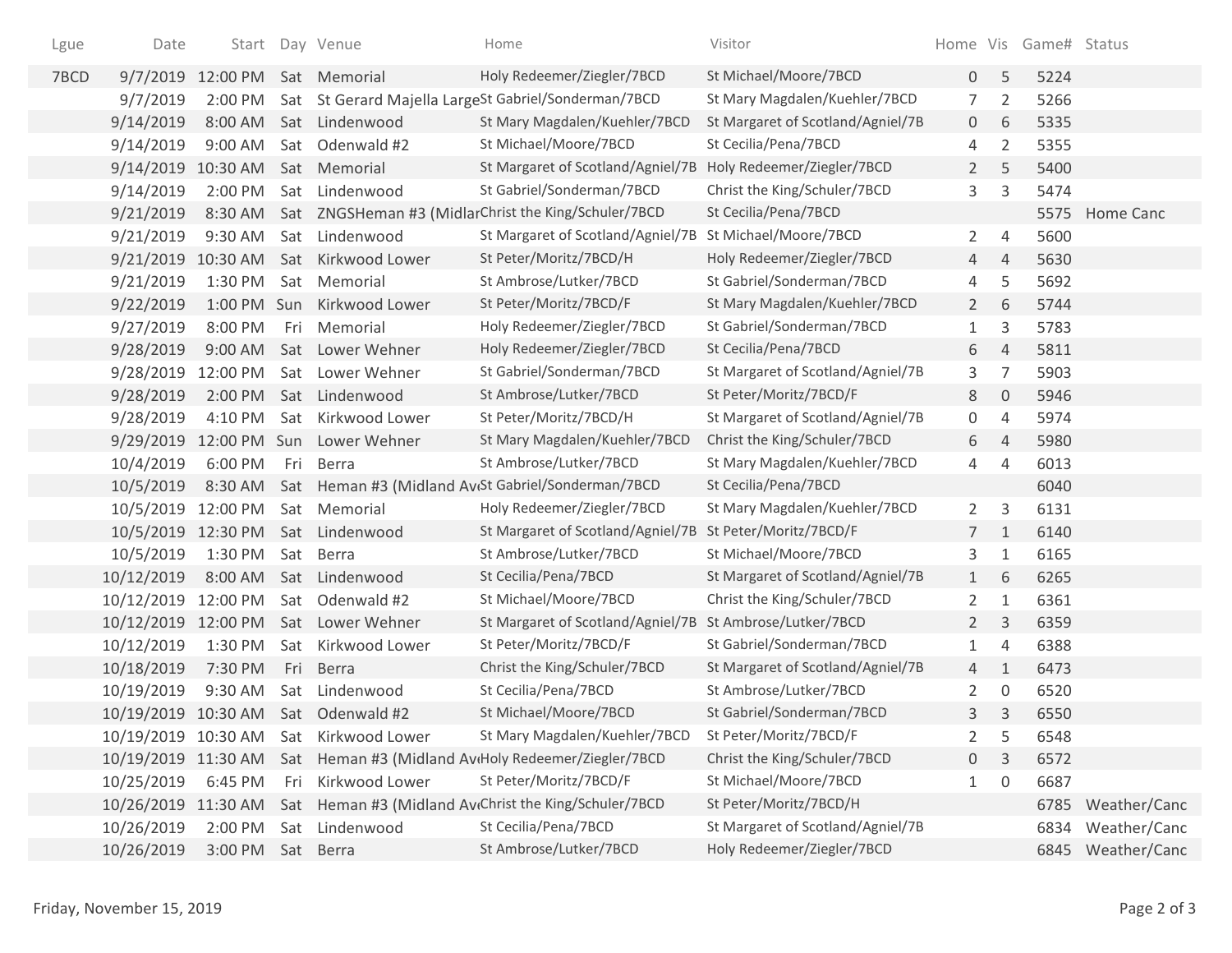| Lgue | Date | Start | Day | Venue | Home | Visitor | Home | Vis | Game# | Status |
|---|---|---|---|---|---|---|---|---|---|---|
| 7BCD | 9/7/2019 | 12:00 PM | Sat | Memorial | Holy Redeemer/Ziegler/7BCD | St Michael/Moore/7BCD | 0 | 5 | 5224 | |
| | 9/7/2019 | 2:00 PM | Sat | St Gerard Majella Large | St Gabriel/Sonderman/7BCD | St Mary Magdalen/Kuehler/7BCD | 7 | 2 | 5266 | |
| | 9/14/2019 | 8:00 AM | Sat | Lindenwood | St Mary Magdalen/Kuehler/7BCD | St Margaret of Scotland/Agniel/7B | 0 | 6 | 5335 | |
| | 9/14/2019 | 9:00 AM | Sat | Odenwald #2 | St Michael/Moore/7BCD | St Cecilia/Pena/7BCD | 4 | 2 | 5355 | |
| | 9/14/2019 | 10:30 AM | Sat | Memorial | St Margaret of Scotland/Agniel/7B | Holy Redeemer/Ziegler/7BCD | 2 | 5 | 5400 | |
| | 9/14/2019 | 2:00 PM | Sat | Lindenwood | St Gabriel/Sonderman/7BCD | Christ the King/Schuler/7BCD | 3 | 3 | 5474 | |
| | 9/21/2019 | 8:30 AM | Sat | ZNGSHeman #3 (Midlar | Christ the King/Schuler/7BCD | St Cecilia/Pena/7BCD | | | 5575 | Home Canc |
| | 9/21/2019 | 9:30 AM | Sat | Lindenwood | St Margaret of Scotland/Agniel/7B | St Michael/Moore/7BCD | 2 | 4 | 5600 | |
| | 9/21/2019 | 10:30 AM | Sat | Kirkwood Lower | St Peter/Moritz/7BCD/H | Holy Redeemer/Ziegler/7BCD | 4 | 4 | 5630 | |
| | 9/21/2019 | 1:30 PM | Sat | Memorial | St Ambrose/Lutker/7BCD | St Gabriel/Sonderman/7BCD | 4 | 5 | 5692 | |
| | 9/22/2019 | 1:00 PM | Sun | Kirkwood Lower | St Peter/Moritz/7BCD/F | St Mary Magdalen/Kuehler/7BCD | 2 | 6 | 5744 | |
| | 9/27/2019 | 8:00 PM | Fri | Memorial | Holy Redeemer/Ziegler/7BCD | St Gabriel/Sonderman/7BCD | 1 | 3 | 5783 | |
| | 9/28/2019 | 9:00 AM | Sat | Lower Wehner | Holy Redeemer/Ziegler/7BCD | St Cecilia/Pena/7BCD | 6 | 4 | 5811 | |
| | 9/28/2019 | 12:00 PM | Sat | Lower Wehner | St Gabriel/Sonderman/7BCD | St Margaret of Scotland/Agniel/7B | 3 | 7 | 5903 | |
| | 9/28/2019 | 2:00 PM | Sat | Lindenwood | St Ambrose/Lutker/7BCD | St Peter/Moritz/7BCD/F | 8 | 0 | 5946 | |
| | 9/28/2019 | 4:10 PM | Sat | Kirkwood Lower | St Peter/Moritz/7BCD/H | St Margaret of Scotland/Agniel/7B | 0 | 4 | 5974 | |
| | 9/29/2019 | 12:00 PM | Sun | Lower Wehner | St Mary Magdalen/Kuehler/7BCD | Christ the King/Schuler/7BCD | 6 | 4 | 5980 | |
| | 10/4/2019 | 6:00 PM | Fri | Berra | St Ambrose/Lutker/7BCD | St Mary Magdalen/Kuehler/7BCD | 4 | 4 | 6013 | |
| | 10/5/2019 | 8:30 AM | Sat | Heman #3 (Midland Av | St Gabriel/Sonderman/7BCD | St Cecilia/Pena/7BCD | | | 6040 | |
| | 10/5/2019 | 12:00 PM | Sat | Memorial | Holy Redeemer/Ziegler/7BCD | St Mary Magdalen/Kuehler/7BCD | 2 | 3 | 6131 | |
| | 10/5/2019 | 12:30 PM | Sat | Lindenwood | St Margaret of Scotland/Agniel/7B | St Peter/Moritz/7BCD/F | 7 | 1 | 6140 | |
| | 10/5/2019 | 1:30 PM | Sat | Berra | St Ambrose/Lutker/7BCD | St Michael/Moore/7BCD | 3 | 1 | 6165 | |
| | 10/12/2019 | 8:00 AM | Sat | Lindenwood | St Cecilia/Pena/7BCD | St Margaret of Scotland/Agniel/7B | 1 | 6 | 6265 | |
| | 10/12/2019 | 12:00 PM | Sat | Odenwald #2 | St Michael/Moore/7BCD | Christ the King/Schuler/7BCD | 2 | 1 | 6361 | |
| | 10/12/2019 | 12:00 PM | Sat | Lower Wehner | St Margaret of Scotland/Agniel/7B | St Ambrose/Lutker/7BCD | 2 | 3 | 6359 | |
| | 10/12/2019 | 1:30 PM | Sat | Kirkwood Lower | St Peter/Moritz/7BCD/F | St Gabriel/Sonderman/7BCD | 1 | 4 | 6388 | |
| | 10/18/2019 | 7:30 PM | Fri | Berra | Christ the King/Schuler/7BCD | St Margaret of Scotland/Agniel/7B | 4 | 1 | 6473 | |
| | 10/19/2019 | 9:30 AM | Sat | Lindenwood | St Cecilia/Pena/7BCD | St Ambrose/Lutker/7BCD | 2 | 0 | 6520 | |
| | 10/19/2019 | 10:30 AM | Sat | Odenwald #2 | St Michael/Moore/7BCD | St Gabriel/Sonderman/7BCD | 3 | 3 | 6550 | |
| | 10/19/2019 | 10:30 AM | Sat | Kirkwood Lower | St Mary Magdalen/Kuehler/7BCD | St Peter/Moritz/7BCD/F | 2 | 5 | 6548 | |
| | 10/19/2019 | 11:30 AM | Sat | Heman #3 (Midland Av | Holy Redeemer/Ziegler/7BCD | Christ the King/Schuler/7BCD | 0 | 3 | 6572 | |
| | 10/25/2019 | 6:45 PM | Fri | Kirkwood Lower | St Peter/Moritz/7BCD/F | St Michael/Moore/7BCD | 1 | 0 | 6687 | |
| | 10/26/2019 | 11:30 AM | Sat | Heman #3 (Midland Av | Christ the King/Schuler/7BCD | St Peter/Moritz/7BCD/H | | | 6785 | Weather/Canc |
| | 10/26/2019 | 2:00 PM | Sat | Lindenwood | St Cecilia/Pena/7BCD | St Margaret of Scotland/Agniel/7B | | | 6834 | Weather/Canc |
| | 10/26/2019 | 3:00 PM | Sat | Berra | St Ambrose/Lutker/7BCD | Holy Redeemer/Ziegler/7BCD | | | 6845 | Weather/Canc |

Friday, November 15, 2019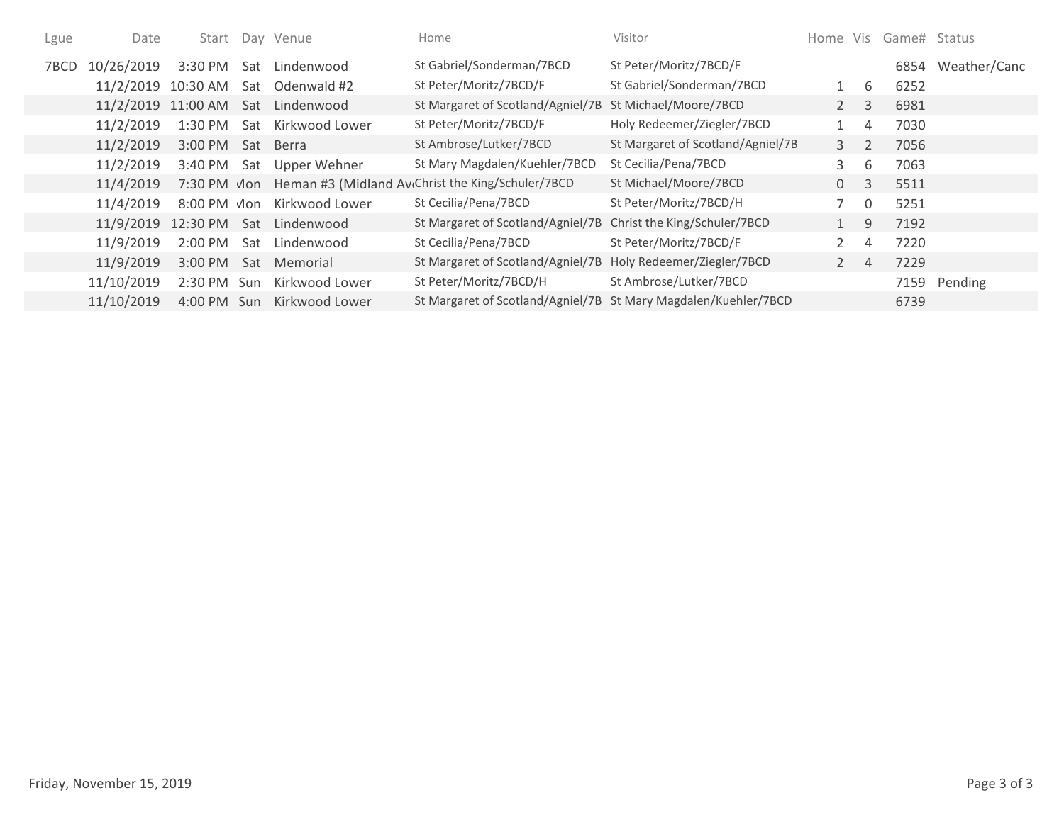| Lgue | Date | Start | Day | Venue | Home | Visitor | Home | Vis | Game# | Status |
|---|---|---|---|---|---|---|---|---|---|---|
| 7BCD | 10/26/2019 | 3:30 PM | Sat | Lindenwood | St Gabriel/Sonderman/7BCD | St Peter/Moritz/7BCD/F | | | 6854 | Weather/Canc |
| | 11/2/2019 | 10:30 AM | Sat | Odenwald #2 | St Peter/Moritz/7BCD/F | St Gabriel/Sonderman/7BCD | 1 | 6 | 6252 | |
| | 11/2/2019 | 11:00 AM | Sat | Lindenwood | St Margaret of Scotland/Agniel/7B | St Michael/Moore/7BCD | 2 | 3 | 6981 | |
| | 11/2/2019 | 1:30 PM | Sat | Kirkwood Lower | St Peter/Moritz/7BCD/F | Holy Redeemer/Ziegler/7BCD | 1 | 4 | 7030 | |
| | 11/2/2019 | 3:00 PM | Sat | Berra | St Ambrose/Lutker/7BCD | St Margaret of Scotland/Agniel/7B | 3 | 2 | 7056 | |
| | 11/2/2019 | 3:40 PM | Sat | Upper Wehner | St Mary Magdalen/Kuehler/7BCD | St Cecilia/Pena/7BCD | 3 | 6 | 7063 | |
| | 11/4/2019 | 7:30 PM | Mon | Heman #3 (Midland Av | Christ the King/Schuler/7BCD | St Michael/Moore/7BCD | 0 | 3 | 5511 | |
| | 11/4/2019 | 8:00 PM | Mon | Kirkwood Lower | St Cecilia/Pena/7BCD | St Peter/Moritz/7BCD/H | 7 | 0 | 5251 | |
| | 11/9/2019 | 12:30 PM | Sat | Lindenwood | St Margaret of Scotland/Agniel/7B | Christ the King/Schuler/7BCD | 1 | 9 | 7192 | |
| | 11/9/2019 | 2:00 PM | Sat | Lindenwood | St Cecilia/Pena/7BCD | St Peter/Moritz/7BCD/F | 2 | 4 | 7220 | |
| | 11/9/2019 | 3:00 PM | Sat | Memorial | St Margaret of Scotland/Agniel/7B | Holy Redeemer/Ziegler/7BCD | 2 | 4 | 7229 | |
| | 11/10/2019 | 2:30 PM | Sun | Kirkwood Lower | St Peter/Moritz/7BCD/H | St Ambrose/Lutker/7BCD | | | 7159 | Pending |
| | 11/10/2019 | 4:00 PM | Sun | Kirkwood Lower | St Margaret of Scotland/Agniel/7B | St Mary Magdalen/Kuehler/7BCD | | | 6739 | |

Friday, November 15, 2019